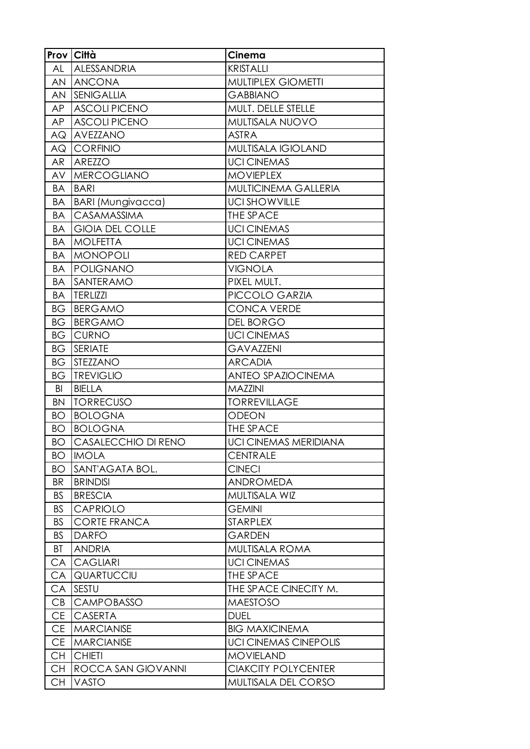| Prov | Città | Cinema |
| --- | --- | --- |
| AL | ALESSANDRIA | KRISTALLI |
| AN | ANCONA | MULTIPLEX GIOMETTI |
| AN | SENIGALLIA | GABBIANO |
| AP | ASCOLI PICENO | MULT. DELLE STELLE |
| AP | ASCOLI PICENO | MULTISALA NUOVO |
| AQ | AVEZZANO | ASTRA |
| AQ | CORFINIO | MULTISALA IGIOLAND |
| AR | AREZZO | UCI CINEMAS |
| AV | MERCOGLIANO | MOVIEPLEX |
| BA | BARI | MULTICINEMA GALLERIA |
| BA | BARI (Mungivacca) | UCI SHOWVILLE |
| BA | CASAMASSIMA | THE SPACE |
| BA | GIOIA DEL COLLE | UCI CINEMAS |
| BA | MOLFETTA | UCI CINEMAS |
| BA | MONOPOLI | RED CARPET |
| BA | POLIGNANO | VIGNOLA |
| BA | SANTERAMO | PIXEL MULT. |
| BA | TERLIZZI | PICCOLO GARZIA |
| BG | BERGAMO | CONCA VERDE |
| BG | BERGAMO | DEL BORGO |
| BG | CURNO | UCI CINEMAS |
| BG | SERIATE | GAVAZZENI |
| BG | STEZZANO | ARCADIA |
| BG | TREVIGLIO | ANTEO SPAZIOCINEMA |
| BI | BIELLA | MAZZINI |
| BN | TORRECUSO | TORREVILLAGE |
| BO | BOLOGNA | ODEON |
| BO | BOLOGNA | THE SPACE |
| BO | CASALECCHIO DI RENO | UCI CINEMAS MERIDIANA |
| BO | IMOLA | CENTRALE |
| BO | SANT'AGATA BOL. | CINECI |
| BR | BRINDISI | ANDROMEDA |
| BS | BRESCIA | MULTISALA WIZ |
| BS | CAPRIOLO | GEMINI |
| BS | CORTE FRANCA | STARPLEX |
| BS | DARFO | GARDEN |
| BT | ANDRIA | MULTISALA ROMA |
| CA | CAGLIARI | UCI CINEMAS |
| CA | QUARTUCCIU | THE SPACE |
| CA | SESTU | THE SPACE CINECITY M. |
| CB | CAMPOBASSO | MAESTOSO |
| CE | CASERTA | DUEL |
| CE | MARCIANISE | BIG MAXICINEMA |
| CE | MARCIANISE | UCI CINEMAS CINEPOLIS |
| CH | CHIETI | MOVIELAND |
| CH | ROCCA SAN GIOVANNI | CIAKCITY POLYCENTER |
| CH | VASTO | MULTISALA DEL CORSO |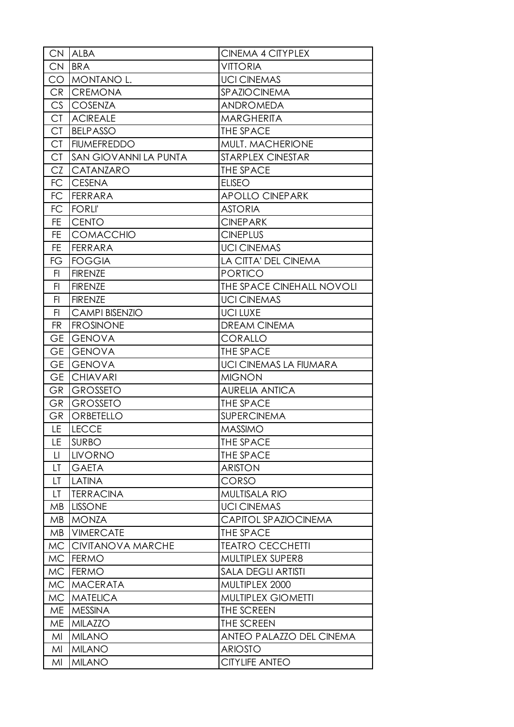| CN | ALBA | CINEMA 4 CITYPLEX |
|---|---|---|
| CN | BRA | VITTORIA |
| CO | MONTANO L. | UCI CINEMAS |
| CR | CREMONA | SPAZIOCINEMA |
| CS | COSENZA | ANDROMEDA |
| CT | ACIREALE | MARGHERITA |
| CT | BELPASSO | THE SPACE |
| CT | FIUMEFREDDO | MULT. MACHERIONE |
| CT | SAN GIOVANNI LA PUNTA | STARPLEX CINESTAR |
| CZ | CATANZARO | THE SPACE |
| FC | CESENA | ELISEO |
| FC | FERRARA | APOLLO CINEPARK |
| FC | FORLI' | ASTORIA |
| FE | CENTO | CINEPARK |
| FE | COMACCHIO | CINEPLUS |
| FE | FERRARA | UCI CINEMAS |
| FG | FOGGIA | LA CITTA' DEL CINEMA |
| FI | FIRENZE | PORTICO |
| FI | FIRENZE | THE SPACE CINEHALL NOVOLI |
| FI | FIRENZE | UCI CINEMAS |
| FI | CAMPI BISENZIO | UCI LUXE |
| FR | FROSINONE | DREAM CINEMA |
| GE | GENOVA | CORALLO |
| GE | GENOVA | THE SPACE |
| GE | GENOVA | UCI CINEMAS LA FIUMARA |
| GE | CHIAVARI | MIGNON |
| GR | GROSSETO | AURELIA ANTICA |
| GR | GROSSETO | THE SPACE |
| GR | ORBETELLO | SUPERCINEMA |
| LE | LECCE | MASSIMO |
| LE | SURBO | THE SPACE |
| LI | LIVORNO | THE SPACE |
| LT | GAETA | ARISTON |
| LT | LATINA | CORSO |
| LT | TERRACINA | MULTISALA RIO |
| MB | LISSONE | UCI CINEMAS |
| MB | MONZA | CAPITOL SPAZIOCINEMA |
| MB | VIMERCATE | THE SPACE |
| MC | CIVITANOVA MARCHE | TEATRO CECCHETTI |
| MC | FERMO | MULTIPLEX SUPER8 |
| MC | FERMO | SALA DEGLI ARTISTI |
| MC | MACERATA | MULTIPLEX 2000 |
| MC | MATELICA | MULTIPLEX GIOMETTI |
| ME | MESSINA | THE SCREEN |
| ME | MILAZZO | THE SCREEN |
| MI | MILANO | ANTEO PALAZZO DEL CINEMA |
| MI | MILANO | ARIOSTO |
| MI | MILANO | CITYLIFE ANTEO |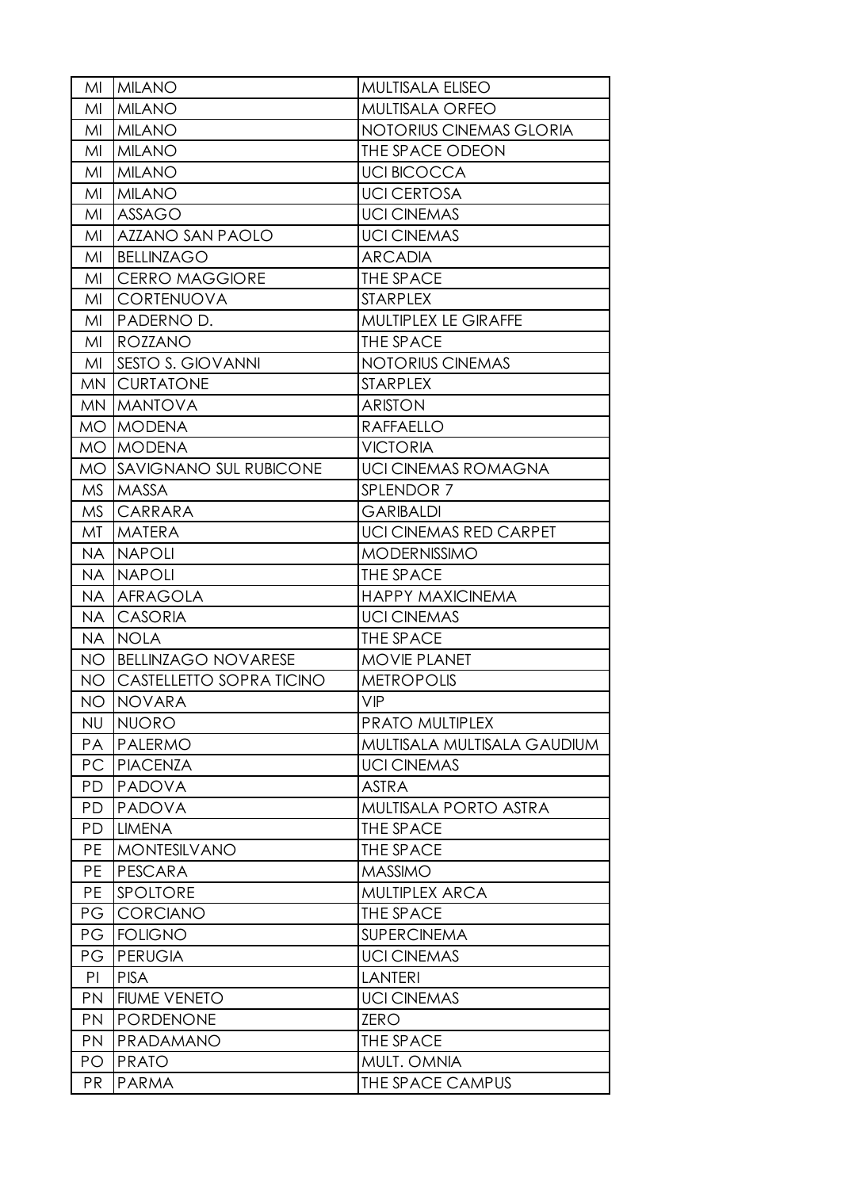| | | |
|---|---|---|
| MI | MILANO | MULTISALA ELISEO |
| MI | MILANO | MULTISALA ORFEO |
| MI | MILANO | NOTORIUS CINEMAS GLORIA |
| MI | MILANO | THE SPACE ODEON |
| MI | MILANO | UCI BICOCCA |
| MI | MILANO | UCI CERTOSA |
| MI | ASSAGO | UCI CINEMAS |
| MI | AZZANO SAN PAOLO | UCI CINEMAS |
| MI | BELLINZAGO | ARCADIA |
| MI | CERRO MAGGIORE | THE SPACE |
| MI | CORTENUOVA | STARPLEX |
| MI | PADERNO D. | MULTIPLEX LE GIRAFFE |
| MI | ROZZANO | THE SPACE |
| MI | SESTO S. GIOVANNI | NOTORIUS CINEMAS |
| MN | CURTATONE | STARPLEX |
| MN | MANTOVA | ARISTON |
| MO | MODENA | RAFFAELLO |
| MO | MODENA | VICTORIA |
| MO | SAVIGNANO SUL RUBICONE | UCI CINEMAS ROMAGNA |
| MS | MASSA | SPLENDOR 7 |
| MS | CARRARA | GARIBALDI |
| MT | MATERA | UCI CINEMAS RED CARPET |
| NA | NAPOLI | MODERNISSIMO |
| NA | NAPOLI | THE SPACE |
| NA | AFRAGOLA | HAPPY MAXICINEMA |
| NA | CASORIA | UCI CINEMAS |
| NA | NOLA | THE SPACE |
| NO | BELLINZAGO NOVARESE | MOVIE PLANET |
| NO | CASTELLETTO SOPRA TICINO | METROPOLIS |
| NO | NOVARA | VIP |
| NU | NUORO | PRATO MULTIPLEX |
| PA | PALERMO | MULTISALA MULTISALA GAUDIUM |
| PC | PIACENZA | UCI CINEMAS |
| PD | PADOVA | ASTRA |
| PD | PADOVA | MULTISALA PORTO ASTRA |
| PD | LIMENA | THE SPACE |
| PE | MONTESILVANO | THE SPACE |
| PE | PESCARA | MASSIMO |
| PE | SPOLTORE | MULTIPLEX ARCA |
| PG | CORCIANO | THE SPACE |
| PG | FOLIGNO | SUPERCINEMA |
| PG | PERUGIA | UCI CINEMAS |
| PI | PISA | LANTERI |
| PN | FIUME VENETO | UCI CINEMAS |
| PN | PORDENONE | ZERO |
| PN | PRADAMANO | THE SPACE |
| PO | PRATO | MULT. OMNIA |
| PR | PARMA | THE SPACE CAMPUS |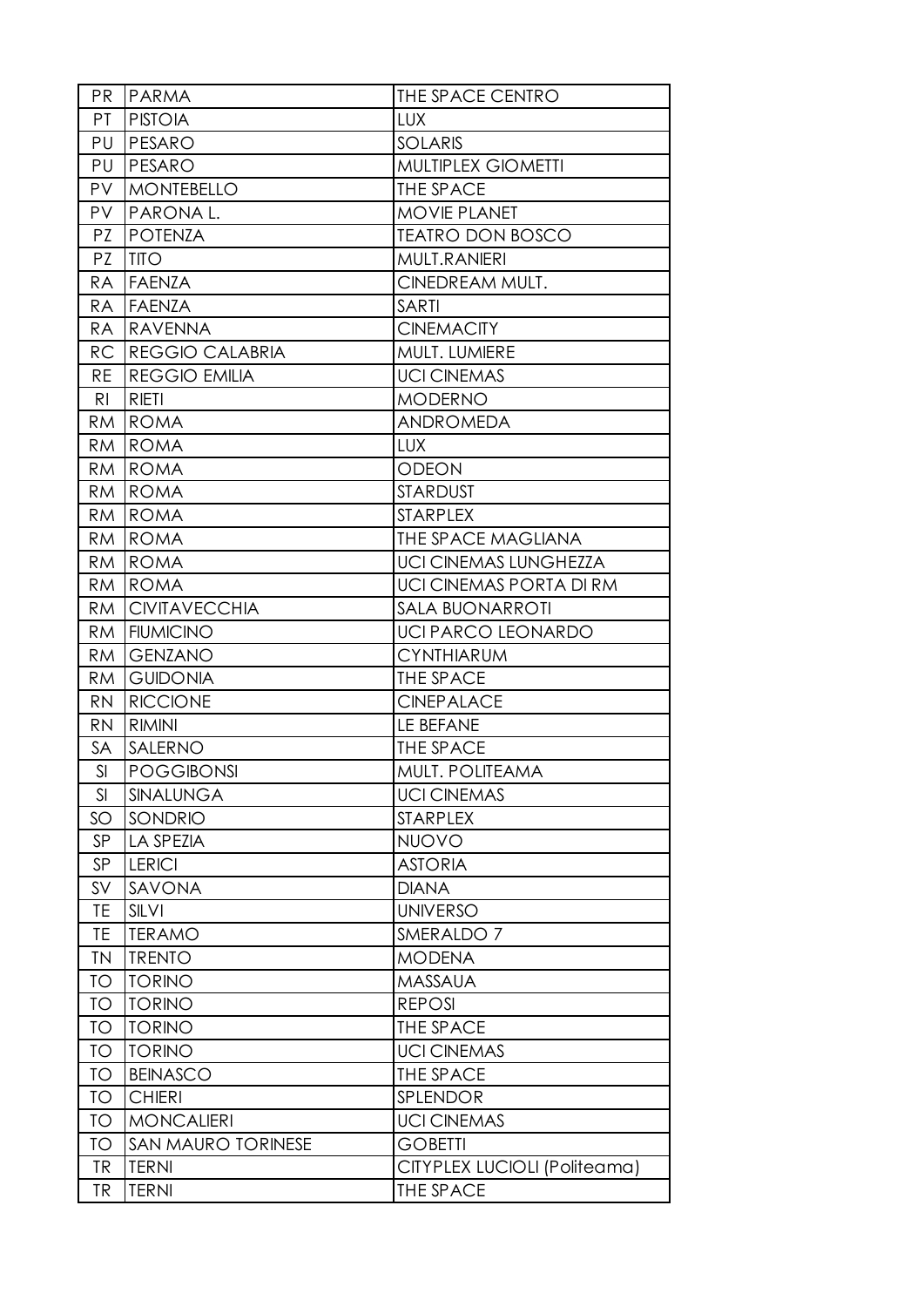| PR | PARMA | THE SPACE CENTRO |
|---|---|---|
| PT | PISTOIA | LUX |
| PU | PESARO | SOLARIS |
| PU | PESARO | MULTIPLEX GIOMETTI |
| PV | MONTEBELLO | THE SPACE |
| PV | PARONA L. | MOVIE PLANET |
| PZ | POTENZA | TEATRO DON BOSCO |
| PZ | TITO | MULT.RANIERI |
| RA | FAENZA | CINEDREAM MULT. |
| RA | FAENZA | SARTI |
| RA | RAVENNA | CINEMACITY |
| RC | REGGIO CALABRIA | MULT. LUMIERE |
| RE | REGGIO EMILIA | UCI CINEMAS |
| RI | RIETI | MODERNO |
| RM | ROMA | ANDROMEDA |
| RM | ROMA | LUX |
| RM | ROMA | ODEON |
| RM | ROMA | STARDUST |
| RM | ROMA | STARPLEX |
| RM | ROMA | THE SPACE MAGLIANA |
| RM | ROMA | UCI CINEMAS LUNGHEZZA |
| RM | ROMA | UCI CINEMAS PORTA DI RM |
| RM | CIVITAVECCHIA | SALA BUONARROTI |
| RM | FIUMICINO | UCI PARCO LEONARDO |
| RM | GENZANO | CYNTHIARUM |
| RM | GUIDONIA | THE SPACE |
| RN | RICCIONE | CINEPALACE |
| RN | RIMINI | LE BEFANE |
| SA | SALERNO | THE SPACE |
| SI | POGGIBONSI | MULT. POLITEAMA |
| SI | SINALUNGA | UCI CINEMAS |
| SO | SONDRIO | STARPLEX |
| SP | LA SPEZIA | NUOVO |
| SP | LERICI | ASTORIA |
| SV | SAVONA | DIANA |
| TE | SILVI | UNIVERSO |
| TE | TERAMO | SMERALDO 7 |
| TN | TRENTO | MODENA |
| TO | TORINO | MASSAUA |
| TO | TORINO | REPOSI |
| TO | TORINO | THE SPACE |
| TO | TORINO | UCI CINEMAS |
| TO | BEINASCO | THE SPACE |
| TO | CHIERI | SPLENDOR |
| TO | MONCALIERI | UCI CINEMAS |
| TO | SAN MAURO TORINESE | GOBETTI |
| TR | TERNI | CITYPLEX LUCIOLI (Politeama) |
| TR | TERNI | THE SPACE |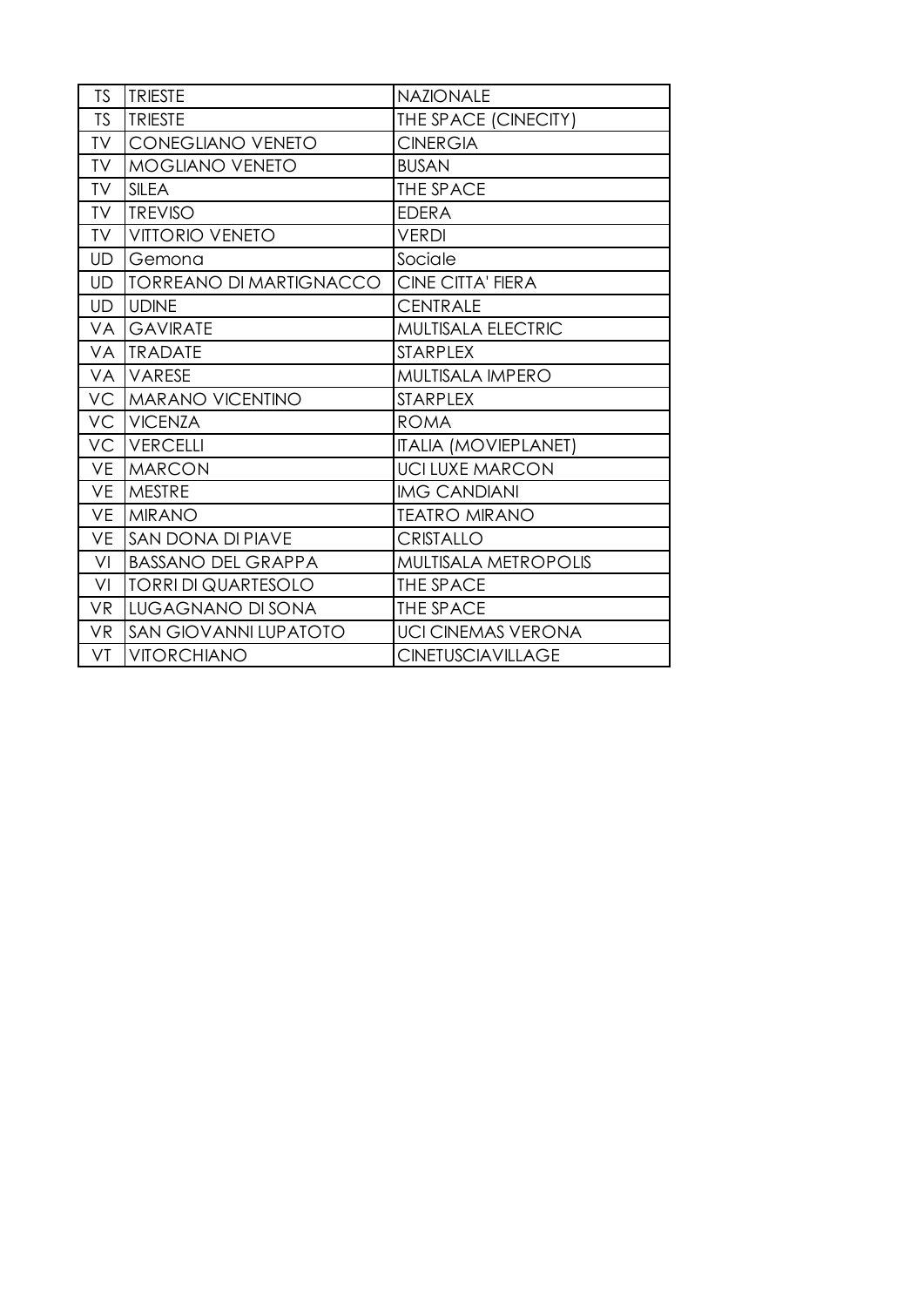| | | |
|---|---|---|
| TS | TRIESTE | NAZIONALE |
| TS | TRIESTE | THE SPACE (CINECITY) |
| TV | CONEGLIANO VENETO | CINERGIA |
| TV | MOGLIANO VENETO | BUSAN |
| TV | SILEA | THE SPACE |
| TV | TREVISO | EDERA |
| TV | VITTORIO VENETO | VERDI |
| UD | Gemona | Sociale |
| UD | TORREANO DI MARTIGNACCO | CINE CITTA' FIERA |
| UD | UDINE | CENTRALE |
| VA | GAVIRATE | MULTISALA ELECTRIC |
| VA | TRADATE | STARPLEX |
| VA | VARESE | MULTISALA IMPERO |
| VC | MARANO VICENTINO | STARPLEX |
| VC | VICENZA | ROMA |
| VC | VERCELLI | ITALIA (MOVIEPLANET) |
| VE | MARCON | UCI LUXE MARCON |
| VE | MESTRE | IMG CANDIANI |
| VE | MIRANO | TEATRO MIRANO |
| VE | SAN DONA DI PIAVE | CRISTALLO |
| VI | BASSANO DEL GRAPPA | MULTISALA METROPOLIS |
| VI | TORRI DI QUARTESOLO | THE SPACE |
| VR | LUGAGNANO DI SONA | THE SPACE |
| VR | SAN GIOVANNI LUPATOTO | UCI CINEMAS VERONA |
| VT | VITORCHIANO | CINETUSCIAVILLAGE |